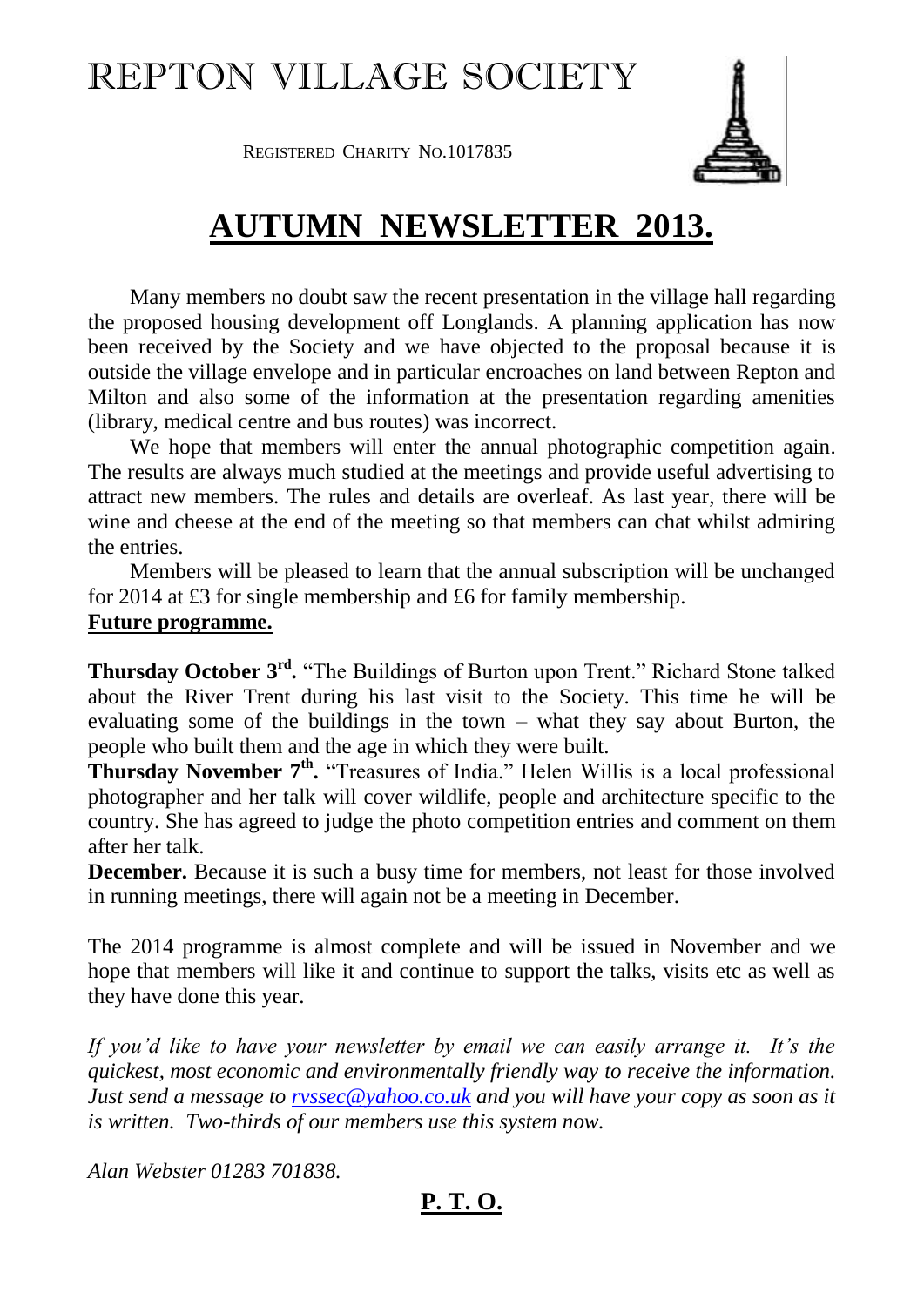# REPTON VILLAGE SOCIETY

REGISTERED CHARITY NO.1017835

## AUTUMN NEWSLETTER 2013.

Many members no doubt saw the recent presentation in the village hall regarding the proposed housing development off Longlands. A planning application has now been received by the Society and we have objected to the proposal because it is outside the village envelope and in particular encroaches on land between Repton and Milton and also some of the information at the presentation regarding amenities (library, medical centre and bus routes) was incorrect.

We hope that members will enter the annual photographic competition again. The results are always much studied at the meetings and provide useful advertising to attract new members. The rules and details are overleaf. As last year, there will be wine and cheese at the end of the meeting so that members can chat whilst admiring the entries.

Members will be pleased to learn that the annual subscription will be unchanged for 2014 at £3 for single membership and £6 for family membership.

**Future programme.**

**Thursday October 3rd.** "The Buildings of Burton upon Trent." Richard Stone talked about the River Trent during his last visit to the Society. This time he will be evaluating some of the buildings in the town – what they say about Burton, the people who built them and the age in which they were built.

**Thursday November 7th.** "Treasures of India." Helen Willis is a local professional photographer and her talk will cover wildlife, people and architecture specific to the country. She has agreed to judge the photo competition entries and comment on them after her talk.

**December.** Because it is such a busy time for members, not least for those involved in running meetings, there will again not be a meeting in December.

The 2014 programme is almost complete and will be issued in November and we hope that members will like it and continue to support the talks, visits etc as well as they have done this year.

*If you'd like to have your newsletter by email we can easily arrange it. It's the quickest, most economic and environmentally friendly way to receive the information. Just send a message to rvssec@yahoo.co.uk and you will have your copy as soon as it is written. Two-thirds of our members use this system now.*

*Alan Webster 01283 701838.*

**P. T. O.**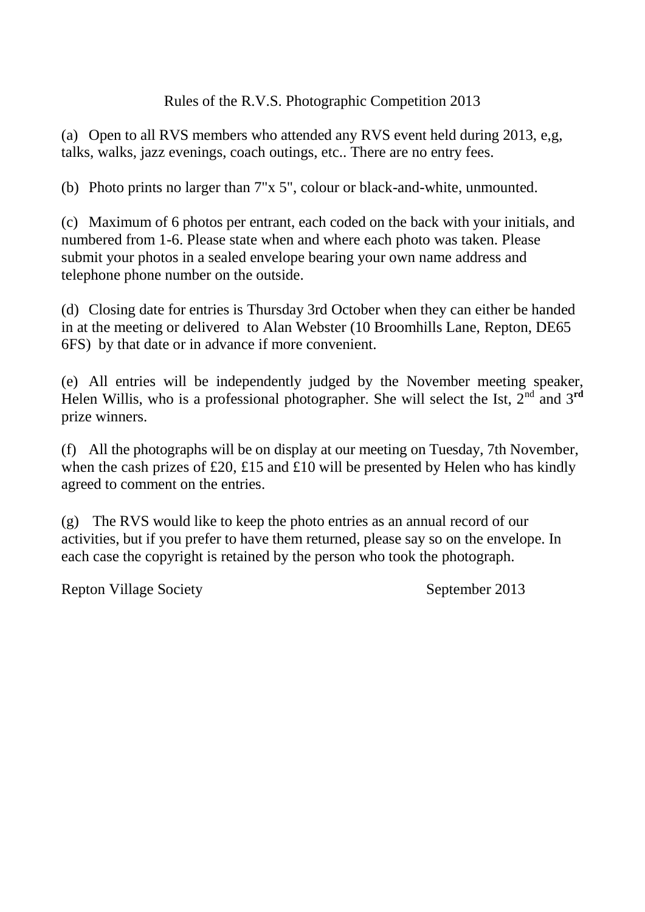# Rules of the R.V.S. Photographic Competition 2013

(a) Open to all RVS members who attended any RVS event held during 2013, e,g, talks, walks, jazz evenings, coach outings, etc.. There are no entry fees.

(b) Photo prints no larger than 7"x 5", colour or black-and-white, unmounted.

(c) Maximum of 6 photos per entrant, each coded on the back with your initials, and numbered from 1-6. Please state when and where each photo was taken. Please submit your photos in a sealed envelope bearing your own name address and telephone phone number on the outside.

(d) Closing date for entries is Thursday 3rd October when they can either be handed in at the meeting or delivered to Alan Webster (10 Broomhills Lane, Repton, DE65 6FS) by that date or in advance if more convenient.

(e) All entries will be independently judged by the November meeting speaker, Helen Willis, who is a professional photographer. She will select the Ist, 2nd and 3rd prize winners.

(f) All the photographs will be on display at our meeting on Tuesday, 7th November, when the cash prizes of £20, £15 and £10 will be presented by Helen who has kindly agreed to comment on the entries.

(g) The RVS would like to keep the photo entries as an annual record of our activities, but if you prefer to have them returned, please say so on the envelope. In each case the copyright is retained by the person who took the photograph.

Repton Village Society September 2013